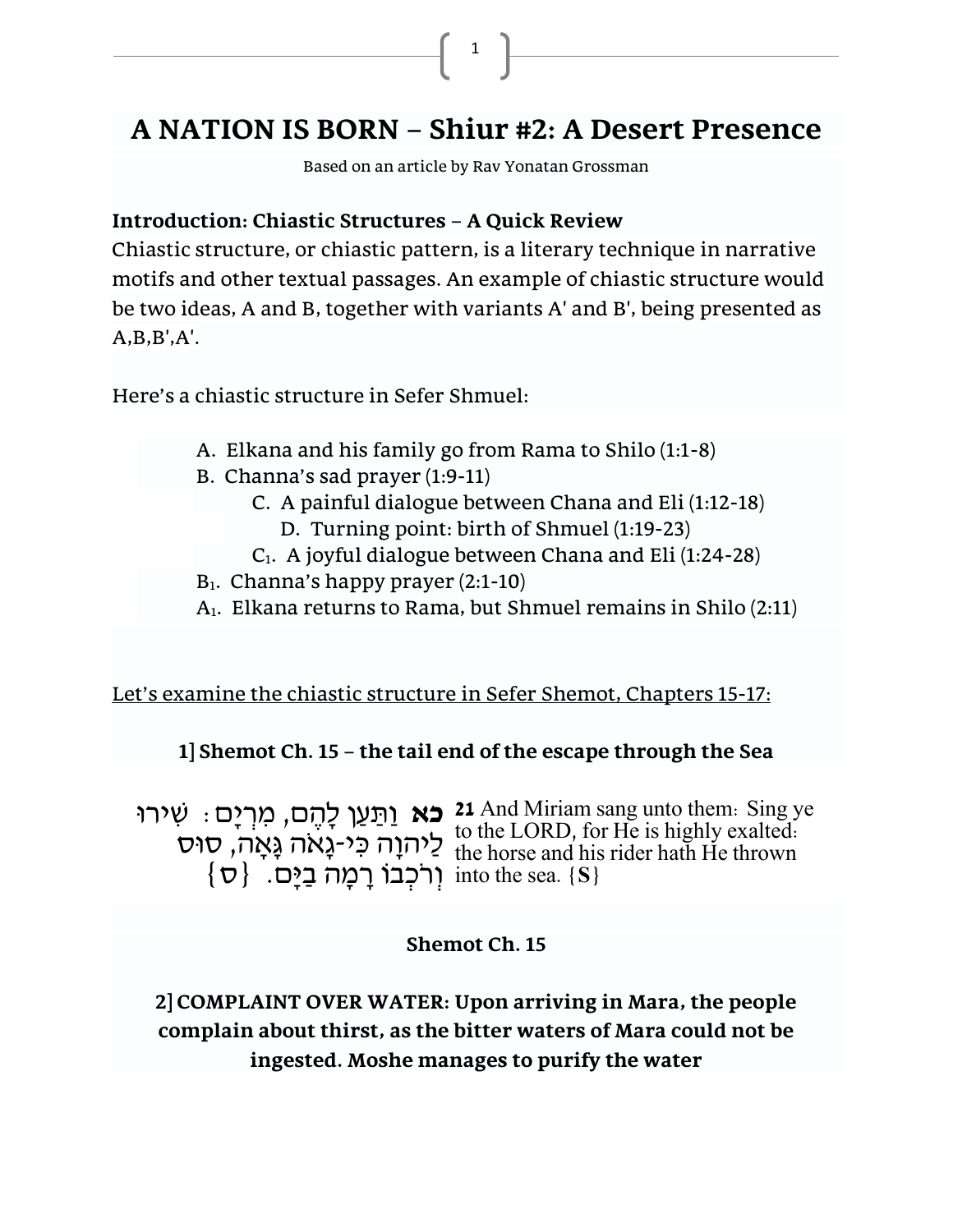# A NATION IS BORN – Shiur #2: A Desert Presence

Based on an article by Rav Yonatan Grossman

**Introduction: Chiastic Structures – A Quick Review**

Chiastic structure, or chiastic pattern, is a literary technique in narrative motifs and other textual passages. An example of chiastic structure would be two ideas, A and B, together with variants A' and B', being presented as A,B,B',A'.

Here's a chiastic structure in Sefer Shmuel:

- A. Elkana and his family go from Rama to Shilo (1:1-8)
- B. Channa's sad prayer (1:9-11)
  - C. A painful dialogue between Chana and Eli (1:12-18)
    - D. Turning point: birth of Shmuel (1:19-23)
  - $C_1$. A joyful dialogue between Chana and Eli (1:24-28)
- $B_1$. Channa's happy prayer (2:1-10)
- $A_1$. Elkana returns to Rama, but Shmuel remains in Shilo (2:11)

Let's examine the chiastic structure in Sefer Shemot, Chapters 15-17:

**1] Shemot Ch. 15 – the tail end of the escape through the Sea**

| | |
|---|---|
| **כא** וַתַּעַן לָהֶם, מִרְיָם: שִׁירוּ לַיהוָה כִּי-גָאֹה גָּאָה, סוּס וְרֹכְבוֹ רָמָה בַיָּם. {ס} | **21** And Miriam sang unto them: Sing ye to the LORD, for He is highly exalted: the horse and his rider hath He thrown into the sea. {**S**} |

**Shemot Ch. 15**

**2] COMPLAINT OVER WATER: Upon arriving in Mara, the people complain about thirst, as the bitter waters of Mara could not be ingested. Moshe manages to purify the water**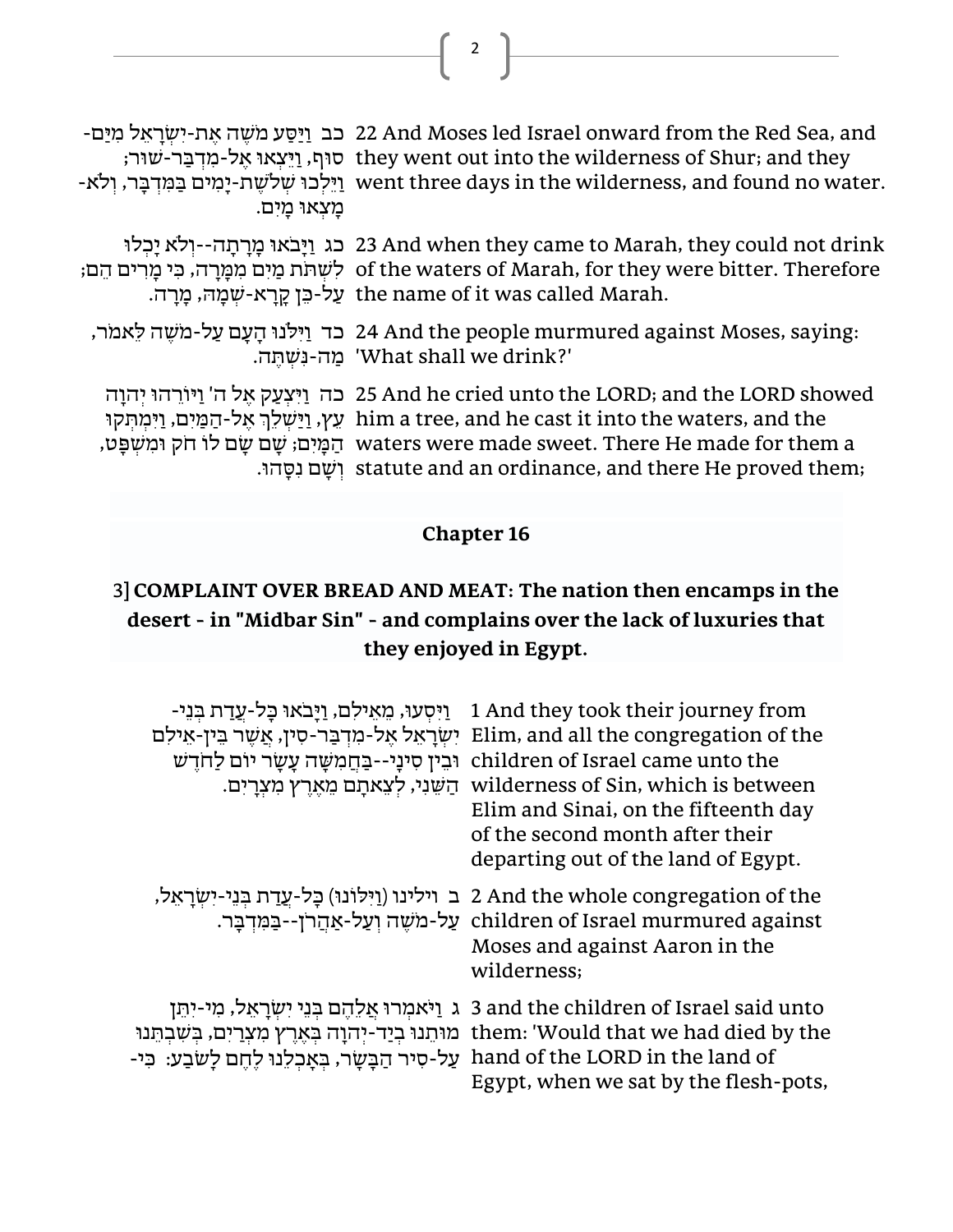| | |
|---|---|
| כב וַיַּסַּע מֹשֶׁה אֶת-יִשְׂרָאֵל מִיַּם-סוּף, וַיֵּצְאוּ אֶל-מִדְבַּר-שׁוּר; וַיֵּלְכוּ שְׁלֹשֶׁת-יָמִים בַּמִּדְבָּר, וְלֹא-מָצְאוּ מָיִם. | 22 And Moses led Israel onward from the Red Sea, and they went out into the wilderness of Shur; and they went three days in the wilderness, and found no water. |
| כג וַיָּבֹאוּ מָרָתָה--וְלֹא יָכְלוּ לִשְׁתֹּת מַיִם מִמָּרָה, כִּי מָרִים הֵם; עַל-כֵּן קָרָא-שְׁמָהּ, מָרָה. | 23 And when they came to Marah, they could not drink of the waters of Marah, for they were bitter. Therefore the name of it was called Marah. |
| כד וַיִּלֹּנוּ הָעָם עַל-מֹשֶׁה לֵּאמֹר, מַה-נִּשְׁתֶּה. | 24 And the people murmured against Moses, saying: 'What shall we drink?' |
| כה וַיִּצְעַק אֶל ה' וַיּוֹרֵהוּ יְהוָה עֵץ, וַיַּשְׁלֵךְ אֶל-הַמַּיִם, וַיִּמְתְּקוּ הַמָּיִם; שָׁם שָׂם לוֹ חֹק וּמִשְׁפָּט, וְשָׁם נִסָּהוּ. | 25 And he cried unto the LORD; and the LORD showed him a tree, and he cast it into the waters, and the waters were made sweet. There He made for them a statute and an ordinance, and there He proved them; |

## Chapter 16

### 3] COMPLAINT OVER BREAD AND MEAT: The nation then encamps in the desert - in "Midbar Sin" - and complains over the lack of luxuries that they enjoyed in Egypt.

| | |
|---|---|
| וַיִּסְעוּ, מֵאֵילִם, וַיָּבֹאוּ כָּל-עֲדַת בְּנֵי-יִשְׂרָאֵל אֶל-מִדְבַּר-סִין, אֲשֶׁר בֵּין-אֵילִם וּבֵין סִינָי--בַּחֲמִשָּׁה עָשָׂר יוֹם לַחֹדֶשׁ הַשֵּׁנִי, לְצֵאתָם מֵאֶרֶץ מִצְרָיִם. | 1 And they took their journey from Elim, and all the congregation of the children of Israel came unto the wilderness of Sin, which is between Elim and Sinai, on the fifteenth day of the second month after their departing out of the land of Egypt. |
| ב וילינו (וַיִּלּוֹנוּ) כָּל-עֲדַת בְּנֵי-יִשְׂרָאֵל, עַל-מֹשֶׁה וְעַל-אַהֲרֹן--בַּמִּדְבָּר. | 2 And the whole congregation of the children of Israel murmured against Moses and against Aaron in the wilderness; |
| ג וַיֹּאמְרוּ אֲלֵהֶם בְּנֵי יִשְׂרָאֵל, מִי-יִתֵּן מוּתֵנוּ בְיַד-יְהוָה בְּאֶרֶץ מִצְרַיִם, בְּשִׁבְתֵּנוּ עַל-סִיר הַבָּשָׂר, בְּאָכְלֵנוּ לֶחֶם לָשֹׂבַע: כִּי- | 3 and the children of Israel said unto them: 'Would that we had died by the hand of the LORD in the land of Egypt, when we sat by the flesh-pots, |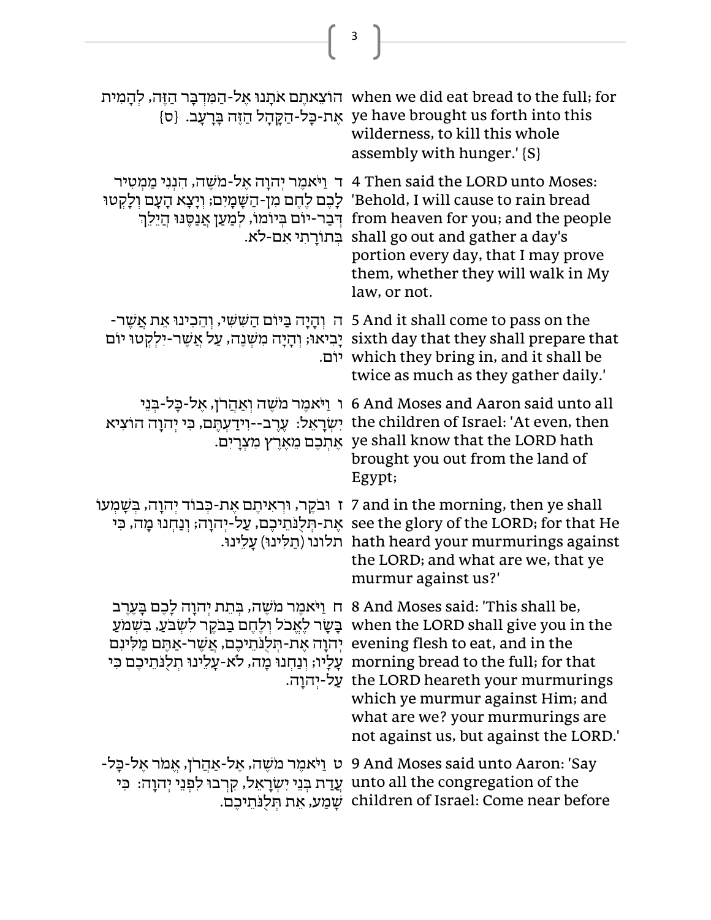| | |
|---|---|
| הוֹצֵאתֶם אֹתָנוּ אֶל-הַמִּדְבָּר הַזֶּה, לְהָמִית אֶת-כָּל-הַקָּהָל הַזֶּה בָּרָעָב. {ס} | when we did eat bread to the full; for ye have brought us forth into this wilderness, to kill this whole assembly with hunger.' {S} |
| ד וַיֹּאמֶר יְהוָה אֶל-מֹשֶׁה, הִנְנִי מַמְטִיר לָכֶם לֶחֶם מִן-הַשָּׁמָיִם; וְיָצָא הָעָם וְלָקְטוּ דְּבַר-יוֹם בְּיוֹמוֹ, לְמַעַן אֲנַסֶּנּוּ הֲיֵלֵךְ בְּתוֹרָתִי אִם-לֹא. | 4 Then said the LORD unto Moses: 'Behold, I will cause to rain bread from heaven for you; and the people shall go out and gather a day's portion every day, that I may prove them, whether they will walk in My law, or not. |
| ה וְהָיָה בַּיּוֹם הַשִּׁשִּׁי, וְהֵכִינוּ אֵת אֲשֶׁר-יָבִיאוּ; וְהָיָה מִשְׁנֶה, עַל אֲשֶׁר-יִלְקְטוּ יוֹם יוֹם. | 5 And it shall come to pass on the sixth day that they shall prepare that which they bring in, and it shall be twice as much as they gather daily.' |
| ו וַיֹּאמֶר מֹשֶׁה וְאַהֲרֹן, אֶל-כָּל-בְּנֵי יִשְׂרָאֵל: עֶרֶב--וִידַעְתֶּם, כִּי יְהוָה הוֹצִיא אֶתְכֶם מֵאֶרֶץ מִצְרָיִם. | 6 And Moses and Aaron said unto all the children of Israel: 'At even, then ye shall know that the LORD hath brought you out from the land of Egypt; |
| ז וּבֹקֶר, וּרְאִיתֶם אֶת-כְּבוֹד יְהוָה, בְּשָׁמְעוֹ אֶת-תְּלֻנֹּתֵיכֶם, עַל-יְהוָה; וְנַחְנוּ מָה, כִּי תלונו (תַלִּינוּ) עָלֵינוּ. | 7 and in the morning, then ye shall see the glory of the LORD; for that He hath heard your murmurings against the LORD; and what are we, that ye murmur against us?' |
| ח וַיֹּאמֶר מֹשֶׁה, בְּתֵת יְהוָה לָכֶם בָּעֶרֶב בָּשָׂר לֶאֱכֹל וְלֶחֶם בַּבֹּקֶר לִשְׂבֹּעַ, בִּשְׁמֹעַ יְהוָה אֶת-תְּלֻנֹּתֵיכֶם, אֲשֶׁר-אַתֶּם מַלִּינִם עָלָיו; וְנַחְנוּ מָה, לֹא-עָלֵינוּ תְלֻנֹּתֵיכֶם כִּי עַל-יְהוָה. | 8 And Moses said: 'This shall be, when the LORD shall give you in the evening flesh to eat, and in the morning bread to the full; for that the LORD heareth your murmurings which ye murmur against Him; and what are we? your murmurings are not against us, but against the LORD.' |
| ט וַיֹּאמֶר מֹשֶׁה, אֶל-אַהֲרֹן, אֱמֹר אֶל-כָּל-עֲדַת בְּנֵי יִשְׂרָאֵל, קִרְבוּ לִפְנֵי יְהוָה: כִּי שָׁמַע, אֵת תְּלֻנֹּתֵיכֶם. | 9 And Moses said unto Aaron: 'Say unto all the congregation of the children of Israel: Come near before |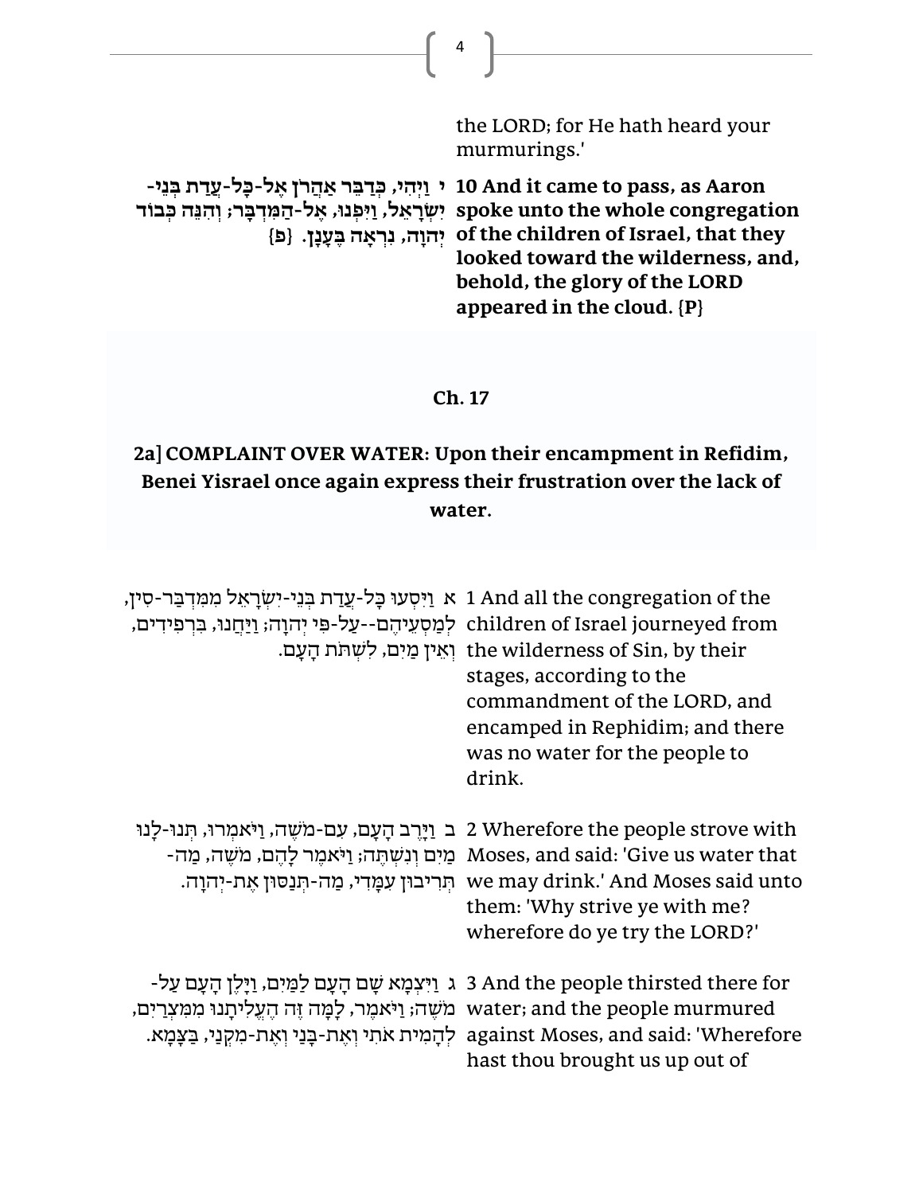the LORD; for He hath heard your murmurings.'

| | |
|---|---|
| **י וַיְהִי, כְּדַבֵּר אַהֲרֹן אֶל-כָּל-עֲדַת בְּנֵי-יִשְׂרָאֵל, וַיִּפְנוּ, אֶל-הַמִּדְבָּר; וְהִנֵּה כְּבוֹד יְהוָה, נִרְאָה בֶּעָנָן. {פ}** | **10 And it came to pass, as Aaron spoke unto the whole congregation of the children of Israel, that they looked toward the wilderness, and, behold, the glory of the LORD appeared in the cloud. {P}** |

**Ch. 17**

**2a] COMPLAINT OVER WATER: Upon their encampment in Refidim, Benei Yisrael once again express their frustration over the lack of water.**

| | |
|---|---|
| א וַיִּסְעוּ כָּל-עֲדַת בְּנֵי-יִשְׂרָאֵל מִמִּדְבַּר-סִין, לְמַסְעֵיהֶם--עַל-פִּי יְהוָה; וַיַּחֲנוּ, בִּרְפִידִים, וְאֵין מַיִם, לִשְׁתֹּת הָעָם. | 1 And all the congregation of the children of Israel journeyed from the wilderness of Sin, by their stages, according to the commandment of the LORD, and encamped in Rephidim; and there was no water for the people to drink. |
| ב וַיָּרֶב הָעָם, עִם-מֹשֶׁה, וַיֹּאמְרוּ, תְּנוּ-לָנוּ מַיִם וְנִשְׁתֶּה; וַיֹּאמֶר לָהֶם, מֹשֶׁה, מַה-תְּרִיבוּן עִמָּדִי, מַה-תְּנַסּוּן אֶת-יְהוָה. | 2 Wherefore the people strove with Moses, and said: 'Give us water that we may drink.' And Moses said unto them: 'Why strive ye with me? wherefore do ye try the LORD?' |
| ג וַיִּצְמָא שָׁם הָעָם לַמַּיִם, וַיָּלֶן הָעָם עַל-מֹשֶׁה; וַיֹּאמֶר, לָמָּה זֶּה הֶעֱלִיתָנוּ מִמִּצְרַיִם, לְהָמִית אֹתִי וְאֶת-בָּנַי וְאֶת-מִקְנַי, בַּצָּמָא. | 3 And the people thirsted there for water; and the people murmured against Moses, and said: 'Wherefore hast thou brought us up out of |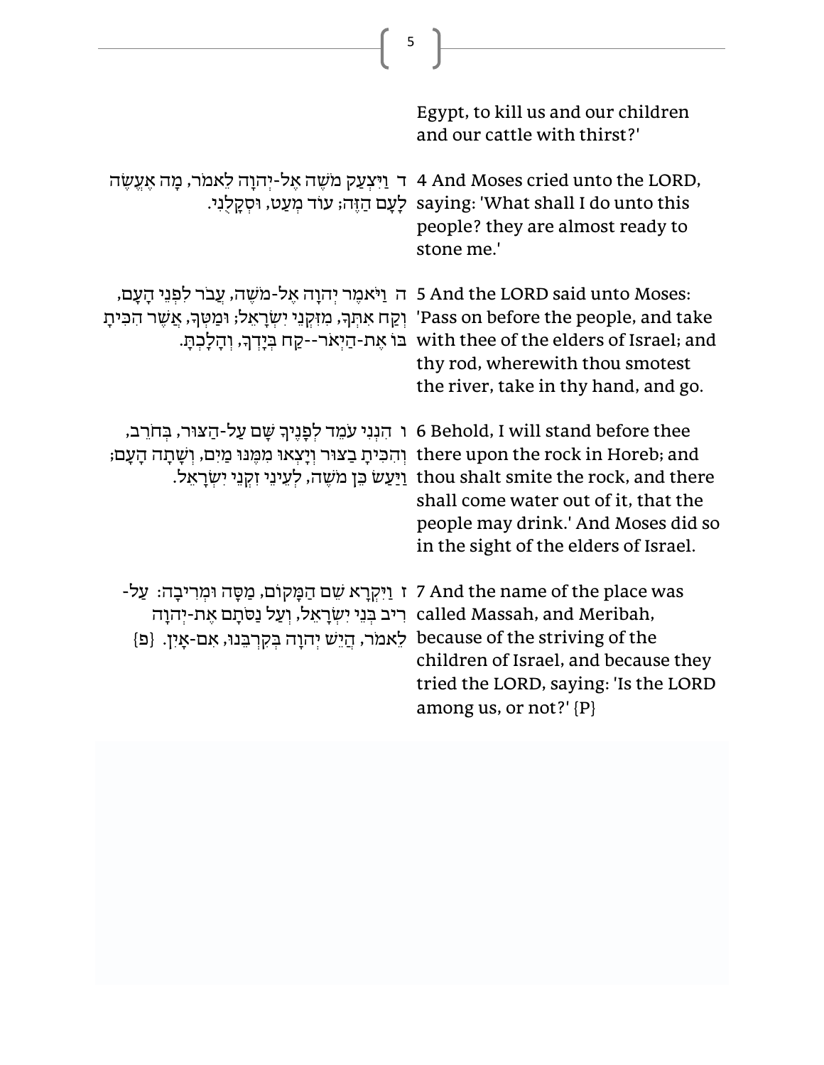Egypt, to kill us and our children and our cattle with thirst?'

ד וַיִּצְעַק מֹשֶׁה אֶל-יְהוָה לֵאמֹר, מָה אֶעֱשֶׂה לָעָם הַזֶּה; עוֹד מְעַט, וּסְקָלֻנִי.

4 And Moses cried unto the LORD, saying: 'What shall I do unto this people? they are almost ready to stone me.'

ה וַיֹּאמֶר יְהוָה אֶל-מֹשֶׁה, עֲבֹר לִפְנֵי הָעָם, וְקַח אִתְּךָ, מִזִּקְנֵי יִשְׂרָאֵל; וּמַטְּךָ, אֲשֶׁר הִכִּיתָ בּוֹ אֶת-הַיְאֹר--קַח בְּיָדְךָ, וְהָלָכְתָּ.

5 And the LORD said unto Moses: 'Pass on before the people, and take with thee of the elders of Israel; and thy rod, wherewith thou smotest the river, take in thy hand, and go.

ו הִנְנִי עֹמֵד לְפָנֶיךָ שָּׁם עַל-הַצּוּר, בְּחֹרֵב, וְהִכִּיתָ בַצּוּר וְיָצְאוּ מִמֶּנּוּ מַיִם, וְשָׁתָה הָעָם; וַיַּעַשׂ כֵּן מֹשֶׁה, לְעֵינֵי זִקְנֵי יִשְׂרָאֵל.

6 Behold, I will stand before thee there upon the rock in Horeb; and thou shalt smite the rock, and there shall come water out of it, that the people may drink.' And Moses did so in the sight of the elders of Israel.

ז וַיִּקְרָא שֵׁם הַמָּקוֹם, מַסָּה וּמְרִיבָה: עַל-רִיב בְּנֵי יִשְׂרָאֵל, וְעַל נַסֹּתָם אֶת-יְהוָה לֵאמֹר, הֲיֵשׁ יְהוָה בְּקִרְבֵּנוּ, אִם-אָיִן. {פ}

7 And the name of the place was called Massah, and Meribah, because of the striving of the children of Israel, and because they tried the LORD, saying: 'Is the LORD among us, or not?' {P}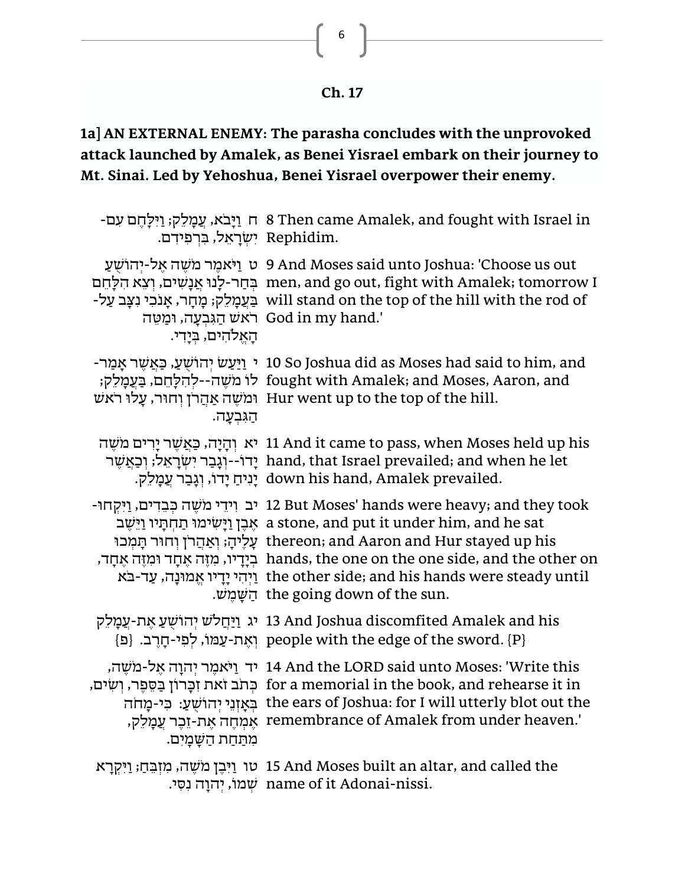## Ch. 17

**1a] AN EXTERNAL ENEMY: The parasha concludes with the unprovoked attack launched by Amalek, as Benei Yisrael embark on their journey to Mt. Sinai. Led by Yehoshua, Benei Yisrael overpower their enemy.**

| | |
|---|---|
| ח וַיָּבֹא, עֲמָלֵק; וַיִּלָּחֶם עִם-יִשְׂרָאֵל, בִּרְפִידִם. | 8 Then came Amalek, and fought with Israel in Rephidim. |
| ט וַיֹּאמֶר מֹשֶׁה אֶל-יְהוֹשֻׁעַ בְּחַר-לָנוּ אֲנָשִׁים, וְצֵא הִלָּחֵם בַּעֲמָלֵק; מָחָר, אָנֹכִי נִצָּב עַל-רֹאשׁ הַגִּבְעָה, וּמַטֵּה הָאֱלֹהִים, בְּיָדִי. | 9 And Moses said unto Joshua: 'Choose us out men, and go out, fight with Amalek; tomorrow I will stand on the top of the hill with the rod of God in my hand.' |
| י וַיַּעַשׂ יְהוֹשֻׁעַ, כַּאֲשֶׁר אָמַר-לוֹ מֹשֶׁה--לְהִלָּחֵם, בַּעֲמָלֵק; וּמֹשֶׁה אַהֲרֹן וְחוּר, עָלוּ רֹאשׁ הַגִּבְעָה. | 10 So Joshua did as Moses had said to him, and fought with Amalek; and Moses, Aaron, and Hur went up to the top of the hill. |
| יא וְהָיָה, כַּאֲשֶׁר יָרִים מֹשֶׁה יָדוֹ--וְגָבַר יִשְׂרָאֵל; וְכַאֲשֶׁר יָנִיחַ יָדוֹ, וְגָבַר עֲמָלֵק. | 11 And it came to pass, when Moses held up his hand, that Israel prevailed; and when he let down his hand, Amalek prevailed. |
| יב וִידֵי מֹשֶׁה כְּבֵדִים, וַיִּקְחוּ-אֶבֶן וַיָּשִׂימוּ תַחְתָּיו וַיֵּשֶׁב עָלֶיהָ; וְאַהֲרֹן וְחוּר תָּמְכוּ בְיָדָיו, מִזֶּה אֶחָד וּמִזֶּה אֶחָד, וַיְהִי יָדָיו אֱמוּנָה, עַד-בֹּא הַשָּׁמֶשׁ. | 12 But Moses' hands were heavy; and they took a stone, and put it under him, and he sat thereon; and Aaron and Hur stayed up his hands, the one on the one side, and the other on the other side; and his hands were steady until the going down of the sun. |
| יג וַיַּחֲלֹשׁ יְהוֹשֻׁעַ אֶת-עֲמָלֵק וְאֶת-עַמּוֹ, לְפִי-חָרֶב. {פ} | 13 And Joshua discomfited Amalek and his people with the edge of the sword. {P} |
| יד וַיֹּאמֶר יְהוָה אֶל-מֹשֶׁה, כְּתֹב זֹאת זִכָּרוֹן בַּסֵּפֶר, וְשִׂים, בְּאָזְנֵי יְהוֹשֻׁעַ: כִּי-מָחֹה אֶמְחֶה אֶת-זֵכֶר עֲמָלֵק, מִתַּחַת הַשָּׁמָיִם. | 14 And the LORD said unto Moses: 'Write this for a memorial in the book, and rehearse it in the ears of Joshua: for I will utterly blot out the remembrance of Amalek from under heaven.' |
| טו וַיִּבֶן מֹשֶׁה, מִזְבֵּחַ; וַיִּקְרָא שְׁמוֹ, יְהוָה נִסִּי. | 15 And Moses built an altar, and called the name of it Adonai-nissi. |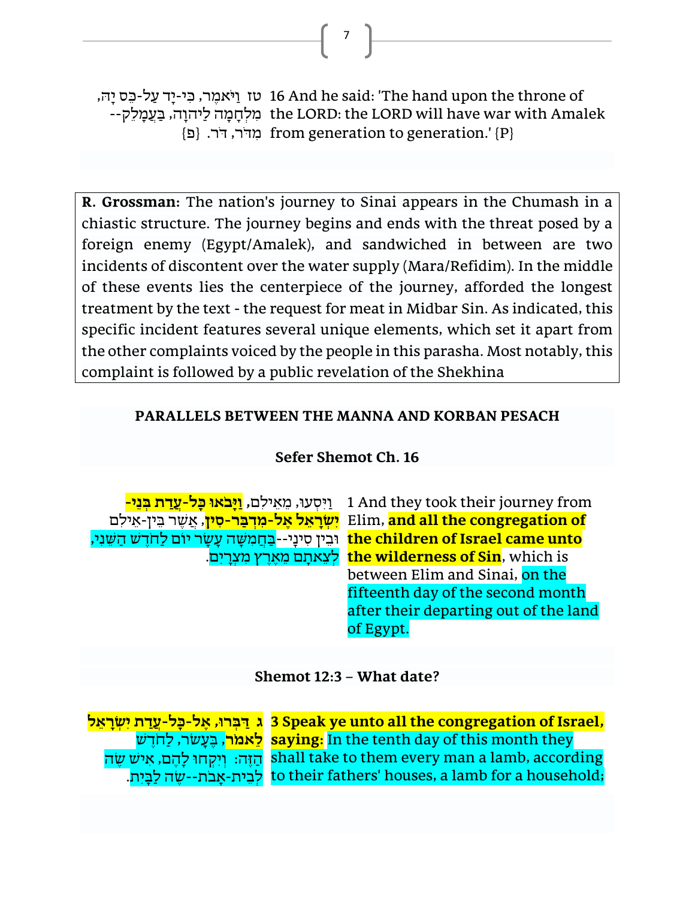| | |
|---|---|
| טז וַיֹּאמֶר, כִּי-יָד עַל-כֵּס יָהּ, מִלְחָמָה לַיהוָה, בַּעֲמָלֵק--מִדֹּר, דֹּר. {פ} | 16 And he said: 'The hand upon the throne of the LORD: the LORD will have war with Amalek from generation to generation.' {P} |

**R. Grossman:** The nation's journey to Sinai appears in the Chumash in a chiastic structure. The journey begins and ends with the threat posed by a foreign enemy (Egypt/Amalek), and sandwiched in between are two incidents of discontent over the water supply (Mara/Refidim). In the middle of these events lies the centerpiece of the journey, afforded the longest treatment by the text - the request for meat in Midbar Sin. As indicated, this specific incident features several unique elements, which set it apart from the other complaints voiced by the people in this parasha. Most notably, this complaint is followed by a public revelation of the Shekhina

## PARALLELS BETWEEN THE MANNA AND KORBAN PESACH

### Sefer Shemot Ch. 16

| | |
|---|---|
| וַיִּסְעוּ, מֵאֵילִם, **וַיָּבֹאוּ כָּל-עֲדַת בְּנֵי-יִשְׂרָאֵל אֶל-מִדְבַּר-סִין**, אֲשֶׁר בֵּין-אֵילִם וּבֵין סִינָי--בַּחֲמִשָּׁה עָשָׂר יוֹם לַחֹדֶשׁ הַשֵּׁנִי, לְצֵאתָם מֵאֶרֶץ מִצְרָיִם. | 1 And they took their journey from Elim, **and all the congregation of the children of Israel came unto the wilderness of Sin**, which is between Elim and Sinai, on the fifteenth day of the second month after their departing out of the land of Egypt. |

### Shemot 12:3 – What date?

| | |
|---|---|
| **ג דַּבְּרוּ, אֶל-כָּל-עֲדַת יִשְׂרָאֵל לֵאמֹר**, בֶּעָשֹׂר, לַחֹדֶשׁ הַזֶּה: וְיִקְחוּ לָהֶם, אִישׁ שֶׂה לְבֵית-אָבֹת--שֶׂה לַבָּיִת. | **3 Speak ye unto all the congregation of Israel, saying:** In the tenth day of this month they shall take to them every man a lamb, according to their fathers' houses, a lamb for a household; |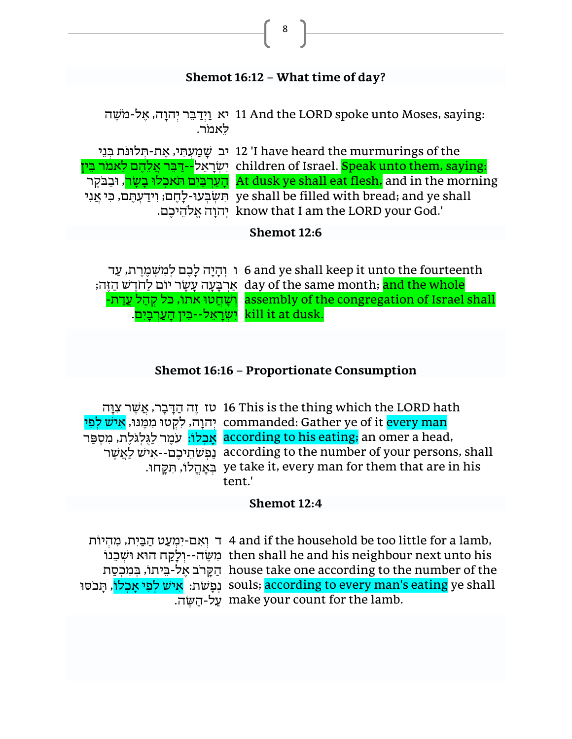## Shemot 16:12 – What time of day?

| | |
|---|---|
| יא וַיְדַבֵּר יְהוָה, אֶל-מֹשֶׁה לֵּאמֹר. | 11 And the LORD spoke unto Moses, saying: |
| יב שָׁמַעְתִּי, אֶת-תְּלוּנֹּת בְּנֵי יִשְׂרָאֵל--דַּבֵּר אֲלֵהֶם לֵאמֹר בֵּין הָעַרְבַּיִם תֹּאכְלוּ בָשָׂר, וּבַבֹּקֶר תִּשְׂבְּעוּ-לָחֶם; וִידַעְתֶּם, כִּי אֲנִי יְהוָה אֱלֹהֵיכֶם. | 12 'I have heard the murmurings of the children of Israel. Speak unto them, saying: At dusk ye shall eat flesh, and in the morning ye shall be filled with bread; and ye shall know that I am the LORD your God.' |

## Shemot 12:6

| | |
|---|---|
| ו וְהָיָה לָכֶם לְמִשְׁמֶרֶת, עַד אַרְבָּעָה עָשָׂר יוֹם לַחֹדֶשׁ הַזֶּה; וְשָׁחֲטוּ אֹתוֹ, כֹּל קְהַל עֲדַת-יִשְׂרָאֵל--בֵּין הָעַרְבָּיִם. | 6 and ye shall keep it unto the fourteenth day of the same month; and the whole assembly of the congregation of Israel shall kill it at dusk. |

## Shemot 16:16 – Proportionate Consumption

| | |
|---|---|
| טז זֶה הַדָּבָר, אֲשֶׁר צִוָּה יְהוָה, לִקְטוּ מִמֶּנּוּ, אִישׁ לְפִי אָכְלוֹ: עֹמֶר לַגֻּלְגֹּלֶת, מִסְפַּר נַפְשֹׁתֵיכֶם--אִישׁ לַאֲשֶׁר בְּאָהֳלוֹ, תִּקָּחוּ. | 16 This is the thing which the LORD hath commanded: Gather ye of it every man according to his eating; an omer a head, according to the number of your persons, shall ye take it, every man for them that are in his tent.' |

## Shemot 12:4

| | |
|---|---|
| ד וְאִם-יִמְעַט הַבַּיִת, מִהְיוֹת מִשֶּׂה--וְלָקַח הוּא וּשְׁכֵנוֹ הַקָּרֹב אֶל-בֵּיתוֹ, בְּמִכְסַת נְפָשֹׁת: אִישׁ לְפִי אָכְלוֹ, תָּכֹסּוּ עַל-הַשֶּׂה. | 4 and if the household be too little for a lamb, then shall he and his neighbour next unto his house take one according to the number of the souls; according to every man's eating ye shall make your count for the lamb. |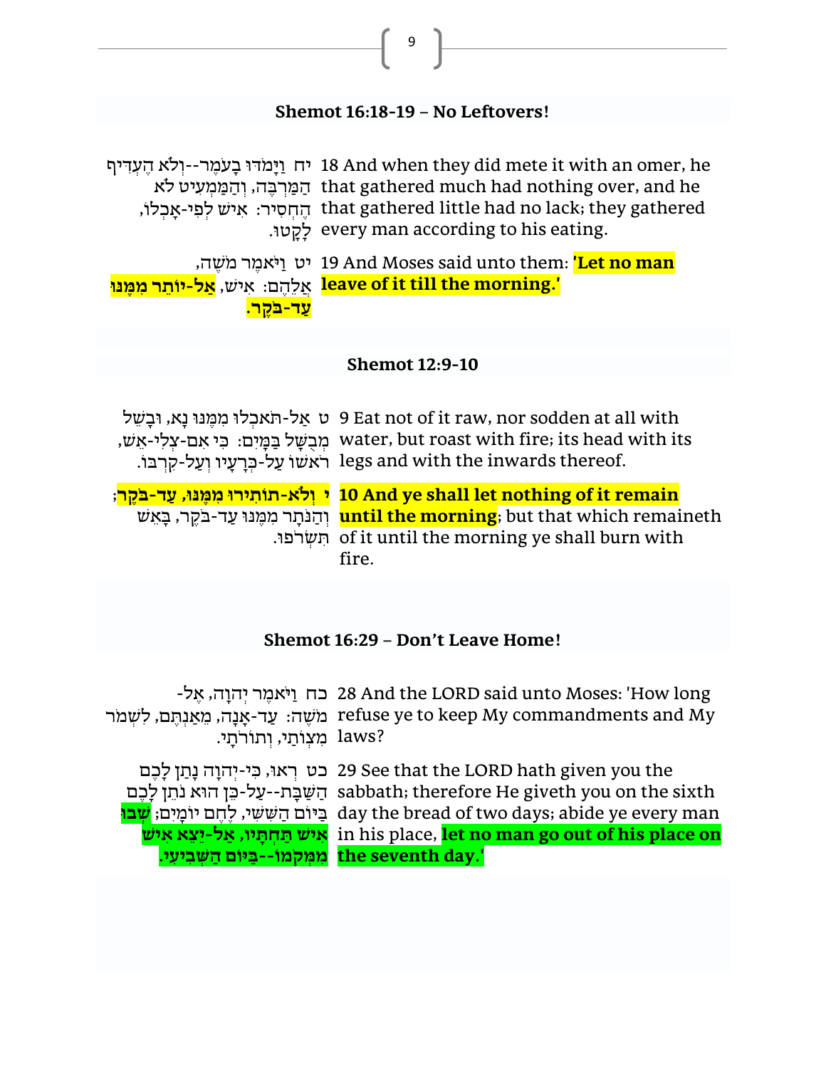## Shemot 16:18-19 – No Leftovers!

| | |
|---|---|
| 18 And when they did mete it with an omer, he that gathered much had nothing over, and he that gathered little had no lack; they gathered every man according to his eating. | יח וַיָּמֹדּוּ בָעֹמֶר--וְלֹא הֶעְדִּיף הַמַּרְבֶּה, וְהַמַּמְעִיט לֹא הֶחְסִיר: אִישׁ לְפִי-אָכְלוֹ, לָקָטוּ. |
| 19 And Moses said unto them: **'Let no man leave of it till the morning.'** | יט וַיֹּאמֶר מֹשֶׁה, אֲלֵהֶם: אִישׁ, **אַל-יוֹתֵר מִמֶּנּוּ עַד-בֹּקֶר.** |

## Shemot 12:9-10

| | |
|---|---|
| 9 Eat not of it raw, nor sodden at all with water, but roast with fire; its head with its legs and with the inwards thereof. | ט אַל-תֹּאכְלוּ מִמֶּנּוּ נָא, וּבָשֵׁל מְבֻשָּׁל בַּמָּיִם: כִּי אִם-צְלִי-אֵשׁ, רֹאשׁוֹ עַל-כְּרָעָיו וְעַל-קִרְבּוֹ. |
| **10 And ye shall let nothing of it remain until the morning**; but that which remaineth of it until the morning ye shall burn with fire. | **י וְלֹא-תוֹתִירוּ מִמֶּנּוּ, עַד-בֹּקֶר**; וְהַנֹּתָר מִמֶּנּוּ עַד-בֹּקֶר, בָּאֵשׁ תִּשְׂרֹפוּ. |

## Shemot 16:29 – Don't Leave Home!

| | |
|---|---|
| 28 And the LORD said unto Moses: 'How long refuse ye to keep My commandments and My laws? | כח וַיֹּאמֶר יְהוָה, אֶל-מֹשֶׁה: עַד-אָנָה, מֵאַנְתֶּם, לִשְׁמֹר מִצְוֺתַי, וְתוֹרֹתָי. |
| 29 See that the LORD hath given you the sabbath; therefore He giveth you on the sixth day the bread of two days; abide ye every man in his place, **let no man go out of his place on the seventh day.'** | כט רְאוּ, כִּי-יְהוָה נָתַן לָכֶם הַשַּׁבָּת--עַל-כֵּן הוּא נֹתֵן לָכֶם בַּיּוֹם הַשִּׁשִּׁי, לֶחֶם יוֹמָיִם; **שְׁבוּ אִישׁ תַּחְתָּיו, אַל-יֵצֵא אִישׁ מִמְּקֹמוֹ--בַּיּוֹם הַשְּׁבִיעִי.** |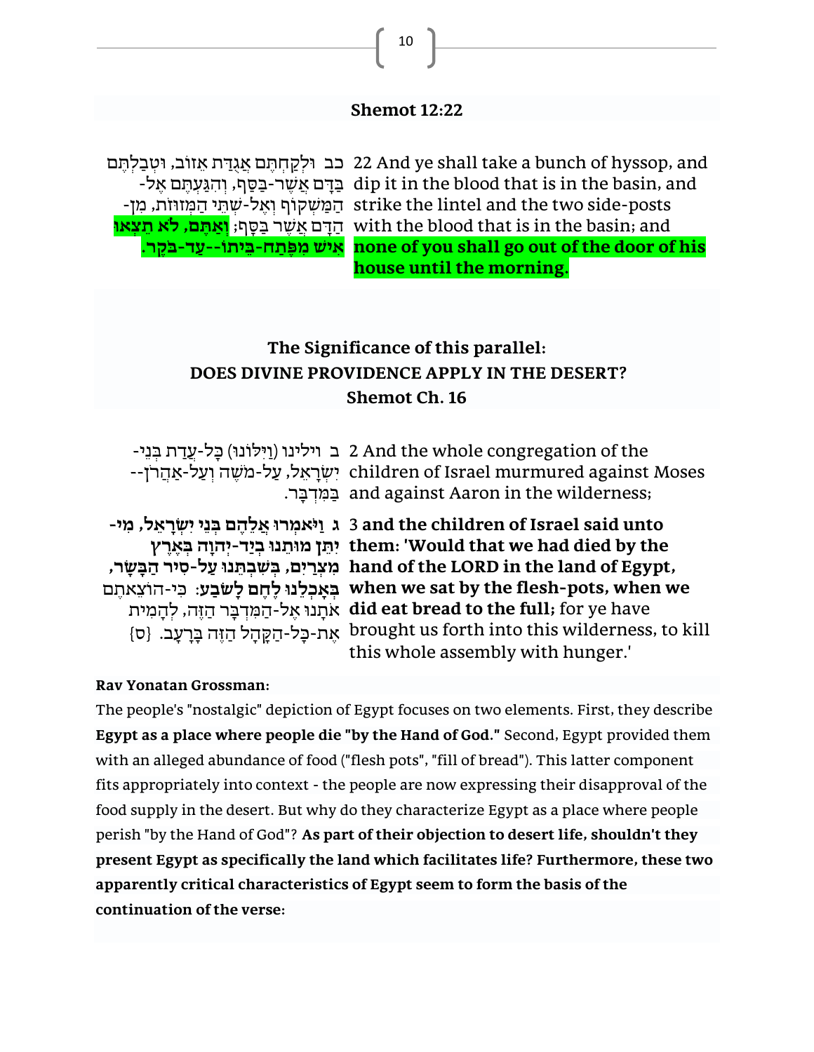**Shemot 12:22**

| | |
|---|---|
| כב וּלְקַחְתֶּם אֲגֻדַּת אֵזוֹב, וּטְבַלְתֶּם בַּדָּם אֲשֶׁר-בַּסַּף, וְהִגַּעְתֶּם אֶל-הַמַּשְׁקוֹף וְאֶל-שְׁתֵּי הַמְּזוּזֹת, מִן-הַדָּם אֲשֶׁר בַּסָּף; **וְאַתֶּם, לֹא תֵצְאוּ אִישׁ מִפֶּתַח-בֵּיתוֹ--עַד-בֹּקֶר.** | 22 And ye shall take a bunch of hyssop, and dip it in the blood that is in the basin, and strike the lintel and the two side-posts with the blood that is in the basin; and **none of you shall go out of the door of his house until the morning.** |

## The Significance of this parallel: DOES DIVINE PROVIDENCE APPLY IN THE DESERT? Shemot Ch. 16

| | |
|---|---|
| ב וילינו (וַיִּלּוֹנוּ) כָּל-עֲדַת בְּנֵי-יִשְׂרָאֵל, עַל-מֹשֶׁה וְעַל-אַהֲרֹן--בַּמִּדְבָּר. | 2 And the whole congregation of the children of Israel murmured against Moses and against Aaron in the wilderness; |
| **ג וַיֹּאמְרוּ אֲלֵהֶם בְּנֵי יִשְׂרָאֵל, מִי-יִתֵּן מוּתֵנוּ בְיַד-יְהוָה בְּאֶרֶץ מִצְרַיִם, בְּשִׁבְתֵּנוּ עַל-סִיר הַבָּשָׂר, בְּאָכְלֵנוּ לֶחֶם לָשֹׂבַע:** כִּי-הוֹצֵאתֶם אֹתָנוּ אֶל-הַמִּדְבָּר הַזֶּה, לְהָמִית אֶת-כָּל-הַקָּהָל הַזֶּה בָּרָעָב. {ס} | 3 **and the children of Israel said unto them: 'Would that we had died by the hand of the LORD in the land of Egypt, when we sat by the flesh-pots, when we did eat bread to the full;** for ye have brought us forth into this wilderness, to kill this whole assembly with hunger.' |

**Rav Yonatan Grossman:**

The people's "nostalgic" depiction of Egypt focuses on two elements. First, they describe **Egypt as a place where people die "by the Hand of God."** Second, Egypt provided them with an alleged abundance of food ("flesh pots", "fill of bread"). This latter component fits appropriately into context - the people are now expressing their disapproval of the food supply in the desert. But why do they characterize Egypt as a place where people perish "by the Hand of God"? **As part of their objection to desert life, shouldn't they present Egypt as specifically the land which facilitates life? Furthermore, these two apparently critical characteristics of Egypt seem to form the basis of the continuation of the verse:**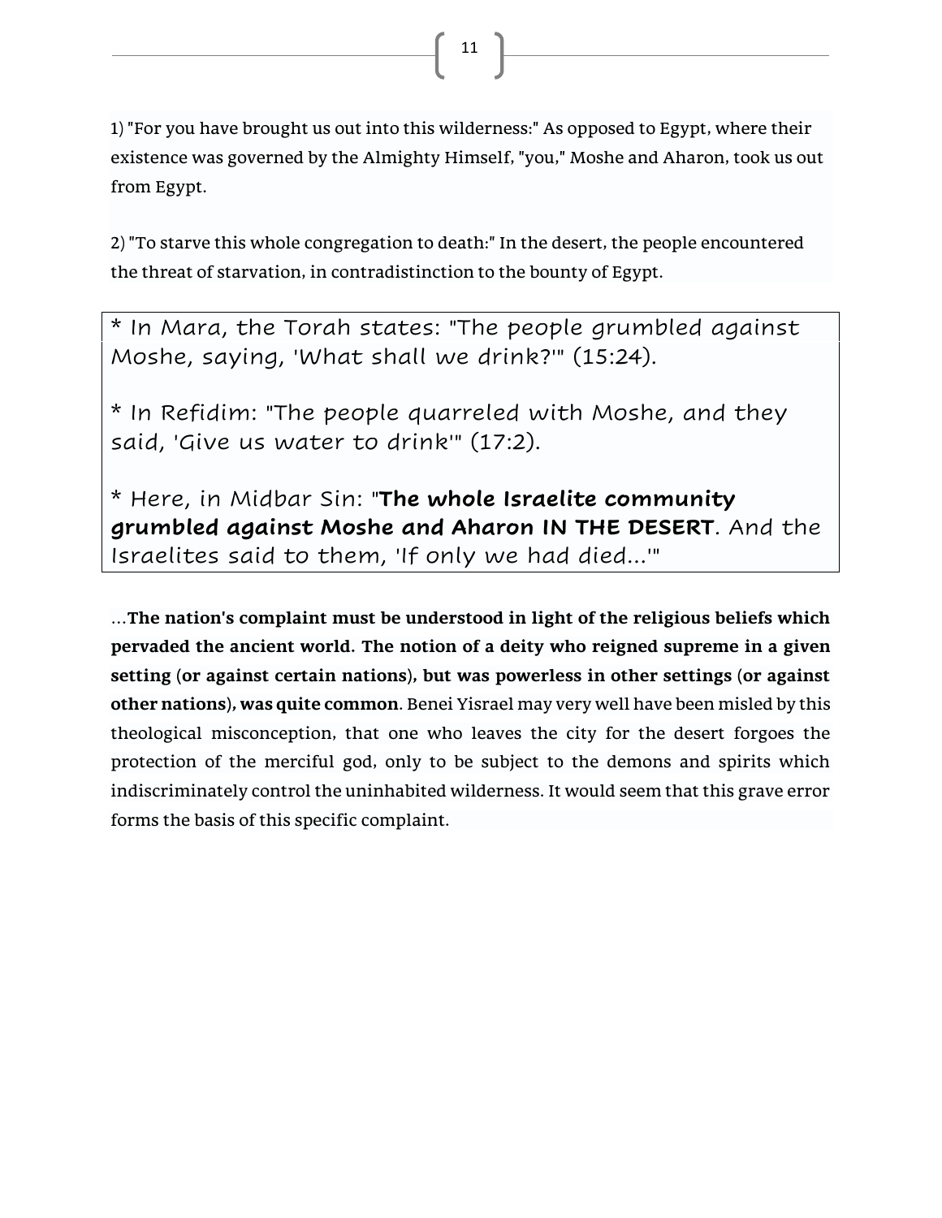1) "For you have brought us out into this wilderness:" As opposed to Egypt, where their existence was governed by the Almighty Himself, "you," Moshe and Aharon, took us out from Egypt.

2) "To starve this whole congregation to death:" In the desert, the people encountered the threat of starvation, in contradistinction to the bounty of Egypt.

* In Mara, the Torah states: "The people grumbled against Moshe, saying, 'What shall we drink?'" (15:24).

* In Refidim: "The people quarreled with Moshe, and they said, 'Give us water to drink'" (17:2).

* Here, in Midbar Sin: "**The whole Israelite community grumbled against Moshe and Aharon IN THE DESERT**. And the Israelites said to them, 'If only we had died...'"

...**The nation's complaint must be understood in light of the religious beliefs which pervaded the ancient world. The notion of a deity who reigned supreme in a given setting (or against certain nations), but was powerless in other settings (or against other nations), was quite common**. Benei Yisrael may very well have been misled by this theological misconception, that one who leaves the city for the desert forgoes the protection of the merciful god, only to be subject to the demons and spirits which indiscriminately control the uninhabited wilderness. It would seem that this grave error forms the basis of this specific complaint.